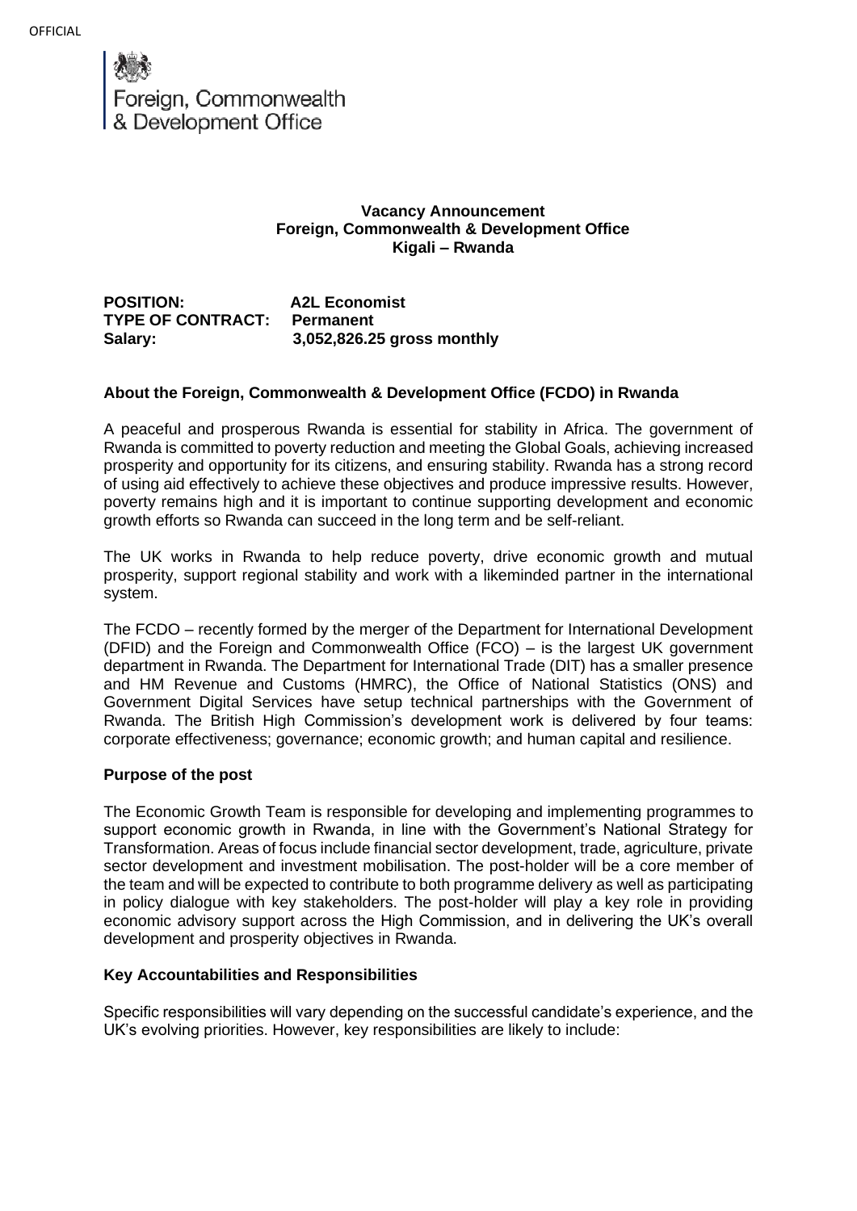Foreign, Commonwealth & Development Office

**Vacancy Announcement**
**Foreign, Commonwealth & Development Office**
**Kigali – Rwanda**

**POSITION:** A2L Economist
**TYPE OF CONTRACT:** Permanent
**Salary:** 3,052,826.25 gross monthly

**About the Foreign, Commonwealth & Development Office (FCDO) in Rwanda**

A peaceful and prosperous Rwanda is essential for stability in Africa. The government of Rwanda is committed to poverty reduction and meeting the Global Goals, achieving increased prosperity and opportunity for its citizens, and ensuring stability. Rwanda has a strong record of using aid effectively to achieve these objectives and produce impressive results. However, poverty remains high and it is important to continue supporting development and economic growth efforts so Rwanda can succeed in the long term and be self-reliant.

The UK works in Rwanda to help reduce poverty, drive economic growth and mutual prosperity, support regional stability and work with a likeminded partner in the international system.

The FCDO – recently formed by the merger of the Department for International Development (DFID) and the Foreign and Commonwealth Office (FCO) – is the largest UK government department in Rwanda. The Department for International Trade (DIT) has a smaller presence and HM Revenue and Customs (HMRC), the Office of National Statistics (ONS) and Government Digital Services have setup technical partnerships with the Government of Rwanda. The British High Commission's development work is delivered by four teams: corporate effectiveness; governance; economic growth; and human capital and resilience.

**Purpose of the post**

The Economic Growth Team is responsible for developing and implementing programmes to support economic growth in Rwanda, in line with the Government's National Strategy for Transformation. Areas of focus include financial sector development, trade, agriculture, private sector development and investment mobilisation. The post-holder will be a core member of the team and will be expected to contribute to both programme delivery as well as participating in policy dialogue with key stakeholders. The post-holder will play a key role in providing economic advisory support across the High Commission, and in delivering the UK's overall development and prosperity objectives in Rwanda.

**Key Accountabilities and Responsibilities**

Specific responsibilities will vary depending on the successful candidate's experience, and the UK's evolving priorities. However, key responsibilities are likely to include: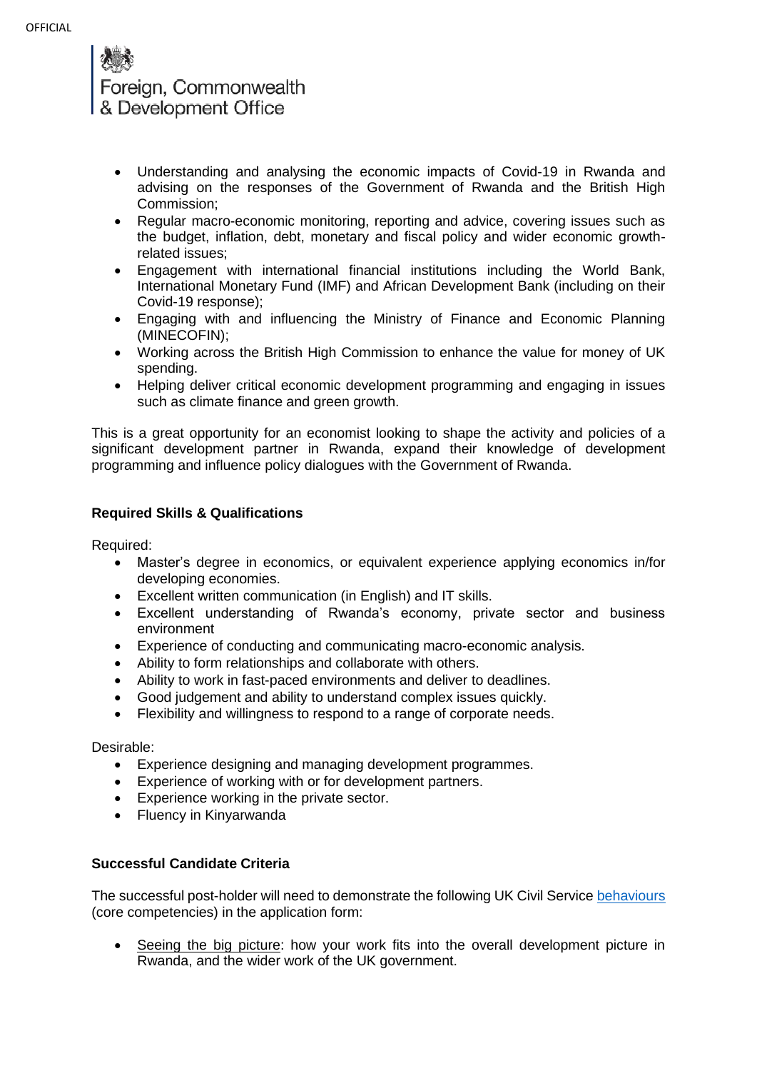- Understanding and analysing the economic impacts of Covid-19 in Rwanda and advising on the responses of the Government of Rwanda and the British High Commission;
- Regular macro-economic monitoring, reporting and advice, covering issues such as the budget, inflation, debt, monetary and fiscal policy and wider economic growth-related issues;
- Engagement with international financial institutions including the World Bank, International Monetary Fund (IMF) and African Development Bank (including on their Covid-19 response);
- Engaging with and influencing the Ministry of Finance and Economic Planning (MINECOFIN);
- Working across the British High Commission to enhance the value for money of UK spending.
- Helping deliver critical economic development programming and engaging in issues such as climate finance and green growth.

This is a great opportunity for an economist looking to shape the activity and policies of a significant development partner in Rwanda, expand their knowledge of development programming and influence policy dialogues with the Government of Rwanda.

**Required Skills & Qualifications**

Required:

- Master's degree in economics, or equivalent experience applying economics in/for developing economies.
- Excellent written communication (in English) and IT skills.
- Excellent understanding of Rwanda's economy, private sector and business environment
- Experience of conducting and communicating macro-economic analysis.
- Ability to form relationships and collaborate with others.
- Ability to work in fast-paced environments and deliver to deadlines.
- Good judgement and ability to understand complex issues quickly.
- Flexibility and willingness to respond to a range of corporate needs.

Desirable:

- Experience designing and managing development programmes.
- Experience of working with or for development partners.
- Experience working in the private sector.
- Fluency in Kinyarwanda

**Successful Candidate Criteria**

The successful post-holder will need to demonstrate the following UK Civil Service behaviours (core competencies) in the application form:

- Seeing the big picture: how your work fits into the overall development picture in Rwanda, and the wider work of the UK government.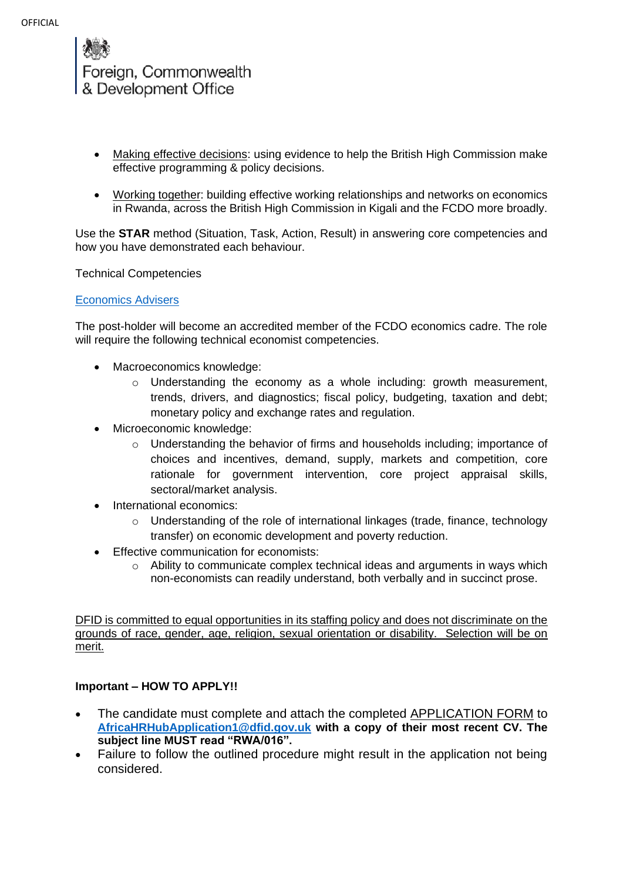- Making effective decisions: using evidence to help the British High Commission make effective programming & policy decisions.

- Working together: building effective working relationships and networks on economics in Rwanda, across the British High Commission in Kigali and the FCDO more broadly.

Use the **STAR** method (Situation, Task, Action, Result) in answering core competencies and how you have demonstrated each behaviour.

Technical Competencies

[Economics Advisers]

The post-holder will become an accredited member of the FCDO economics cadre. The role will require the following technical economist competencies.

- Macroeconomics knowledge:
  - Understanding the economy as a whole including: growth measurement, trends, drivers, and diagnostics; fiscal policy, budgeting, taxation and debt; monetary policy and exchange rates and regulation.
- Microeconomic knowledge:
  - Understanding the behavior of firms and households including; importance of choices and incentives, demand, supply, markets and competition, core rationale for government intervention, core project appraisal skills, sectoral/market analysis.
- International economics:
  - Understanding of the role of international linkages (trade, finance, technology transfer) on economic development and poverty reduction.
- Effective communication for economists:
  - Ability to communicate complex technical ideas and arguments in ways which non-economists can readily understand, both verbally and in succinct prose.

DFID is committed to equal opportunities in its staffing policy and does not discriminate on the grounds of race, gender, age, religion, sexual orientation or disability. Selection will be on merit.

**Important – HOW TO APPLY!!**

- The candidate must complete and attach the completed APPLICATION FORM to **AfricaHRHubApplication1@dfid.gov.uk** **with a copy of their most recent CV. The subject line MUST read "RWA/016".**
- Failure to follow the outlined procedure might result in the application not being considered.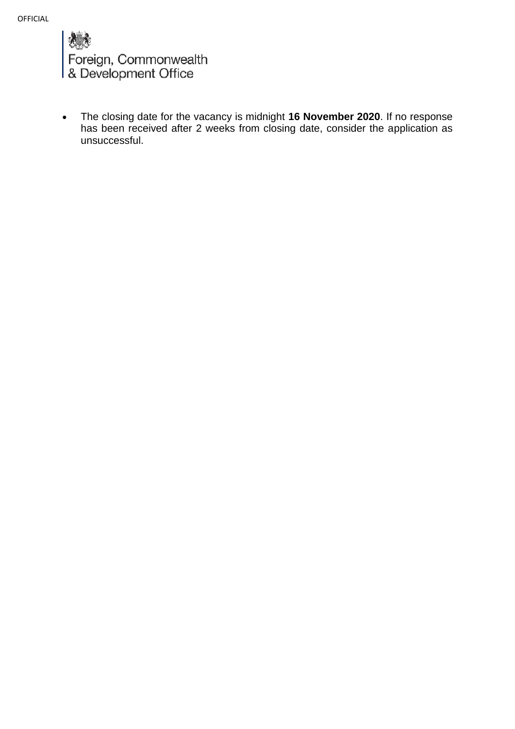- The closing date for the vacancy is midnight **16 November 2020**. If no response has been received after 2 weeks from closing date, consider the application as unsuccessful.